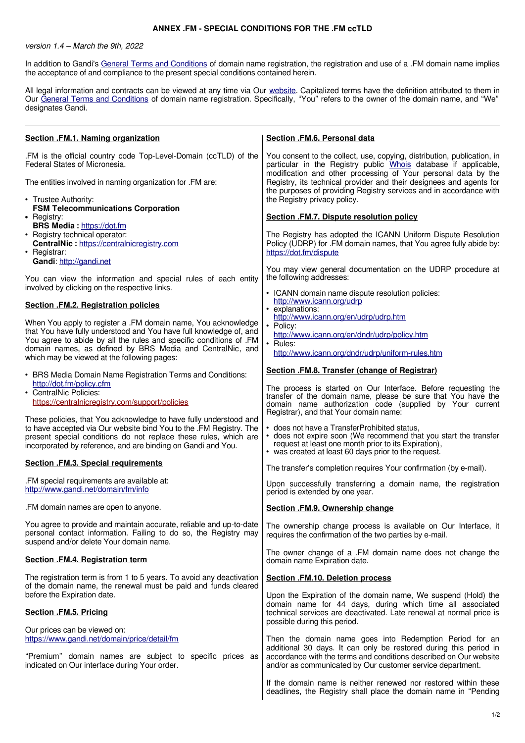# ANNEX .FM - SPECIAL CONDITIONS FOR THE .FM ccTLD

*version 1.4 – March the 9th, 2022*

In addition to Gandi's General Terms and Conditions of domain name registration, the registration and use of a .FM domain name implies the acceptance of and compliance to the present special conditions contained herein.

All legal information and contracts can be viewed at any time via Our website. Capitalized terms have the definition attributed to them in Our General Terms and Conditions of domain name registration. Specifically, "You" refers to the owner of the domain name, and "We" designates Gandi.

---

## Section .FM.1. Naming organization

.FM is the official country code Top-Level-Domain (ccTLD) of the Federal States of Micronesia.

The entities involved in naming organization for .FM are:

- Trustee Authority:
  **FSM Telecommunications Corporation**
- Registry:
  **BRS Media :** https://dot.fm
- Registry technical operator:
  **CentralNic :** https://centralnicregistry.com
- Registrar:
  **Gandi**: http://gandi.net

You can view the information and special rules of each entity involved by clicking on the respective links.

## Section .FM.2. Registration policies

When You apply to register a .FM domain name, You acknowledge that You have fully understood and You have full knowledge of, and You agree to abide by all the rules and specific conditions of .FM domain names, as defined by BRS Media and CentralNic, and which may be viewed at the following pages:

- BRS Media Domain Name Registration Terms and Conditions: http://dot.fm/policy.cfm
- CentralNic Policies: https://centralnicregistry.com/support/policies

These policies, that You acknowledge to have fully understood and to have accepted via Our website bind You to the .FM Registry. The present special conditions do not replace these rules, which are incorporated by reference, and are binding on Gandi and You.

## Section .FM.3. Special requirements

.FM special requirements are available at: http://www.gandi.net/domain/fm/info

.FM domain names are open to anyone.

You agree to provide and maintain accurate, reliable and up-to-date personal contact information. Failing to do so, the Registry may suspend and/or delete Your domain name.

## Section .FM.4. Registration term

The registration term is from 1 to 5 years. To avoid any deactivation of the domain name, the renewal must be paid and funds cleared before the Expiration date.

## Section .FM.5. Pricing

Our prices can be viewed on: https://www.gandi.net/domain/price/detail/fm

"Premium" domain names are subject to specific prices as indicated on Our interface during Your order.

## Section .FM.6. Personal data

You consent to the collect, use, copying, distribution, publication, in particular in the Registry public Whois database if applicable, modification and other processing of Your personal data by the Registry, its technical provider and their designees and agents for the purposes of providing Registry services and in accordance with the Registry privacy policy.

## Section .FM.7. Dispute resolution policy

The Registry has adopted the ICANN Uniform Dispute Resolution Policy (UDRP) for .FM domain names, that You agree fully abide by: https://dot.fm/dispute

You may view general documentation on the UDRP procedure at the following addresses:

- ICANN domain name dispute resolution policies: http://www.icann.org/udrp
- explanations: http://www.icann.org/en/udrp/udrp.htm
- Policy: http://www.icann.org/en/dndr/udrp/policy.htm
- Rules: http://www.icann.org/dndr/udrp/uniform-rules.htm

## Section .FM.8. Transfer (change of Registrar)

The process is started on Our Interface. Before requesting the transfer of the domain name, please be sure that You have the domain name authorization code (supplied by Your current Registrar), and that Your domain name:

- does not have a TransferProhibited status,
- does not expire soon (We recommend that you start the transfer request at least one month prior to its Expiration),
- was created at least 60 days prior to the request.

The transfer's completion requires Your confirmation (by e-mail).

Upon successfully transferring a domain name, the registration period is extended by one year.

## Section .FM.9. Ownership change

The ownership change process is available on Our Interface, it requires the confirmation of the two parties by e-mail.

The owner change of a .FM domain name does not change the domain name Expiration date.

## Section .FM.10. Deletion process

Upon the Expiration of the domain name, We suspend (Hold) the domain name for 44 days, during which time all associated technical services are deactivated. Late renewal at normal price is possible during this period.

Then the domain name goes into Redemption Period for an additional 30 days. It can only be restored during this period in accordance with the terms and conditions described on Our website and/or as communicated by Our customer service department.

If the domain name is neither renewed nor restored within these deadlines, the Registry shall place the domain name in "Pending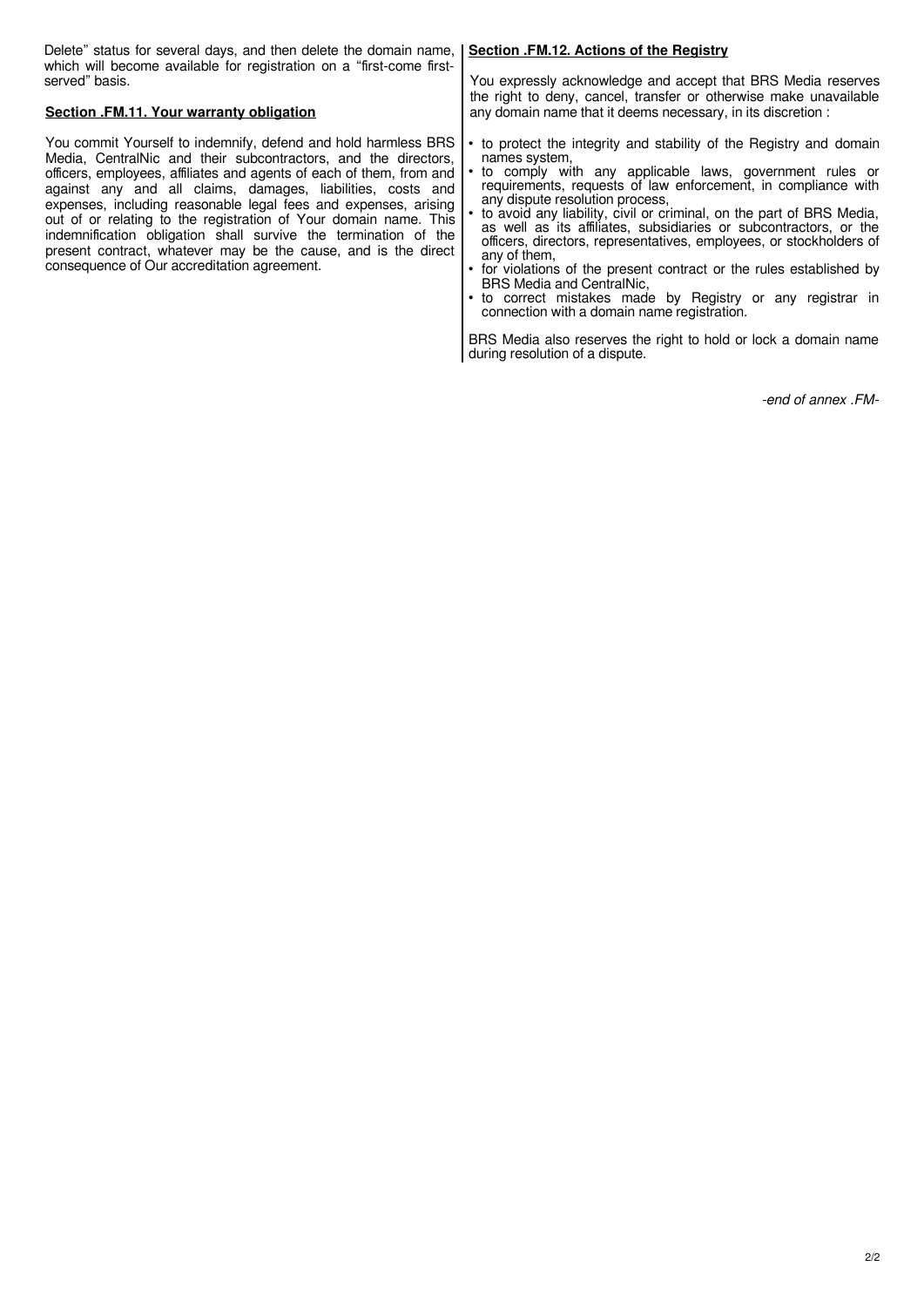Delete" status for several days, and then delete the domain name, which will become available for registration on a "first-come first-served" basis.

**Section .FM.11. Your warranty obligation**

You commit Yourself to indemnify, defend and hold harmless BRS Media, CentralNic and their subcontractors, and the directors, officers, employees, affiliates and agents of each of them, from and against any and all claims, damages, liabilities, costs and expenses, including reasonable legal fees and expenses, arising out of or relating to the registration of Your domain name. This indemnification obligation shall survive the termination of the present contract, whatever may be the cause, and is the direct consequence of Our accreditation agreement.

**Section .FM.12. Actions of the Registry**

You expressly acknowledge and accept that BRS Media reserves the right to deny, cancel, transfer or otherwise make unavailable any domain name that it deems necessary, in its discretion :

- to protect the integrity and stability of the Registry and domain names system,
- to comply with any applicable laws, government rules or requirements, requests of law enforcement, in compliance with any dispute resolution process,
- to avoid any liability, civil or criminal, on the part of BRS Media, as well as its affiliates, subsidiaries or subcontractors, or the officers, directors, representatives, employees, or stockholders of any of them,
- for violations of the present contract or the rules established by BRS Media and CentralNic,
- to correct mistakes made by Registry or any registrar in connection with a domain name registration.

BRS Media also reserves the right to hold or lock a domain name during resolution of a dispute.

*-end of annex .FM-*